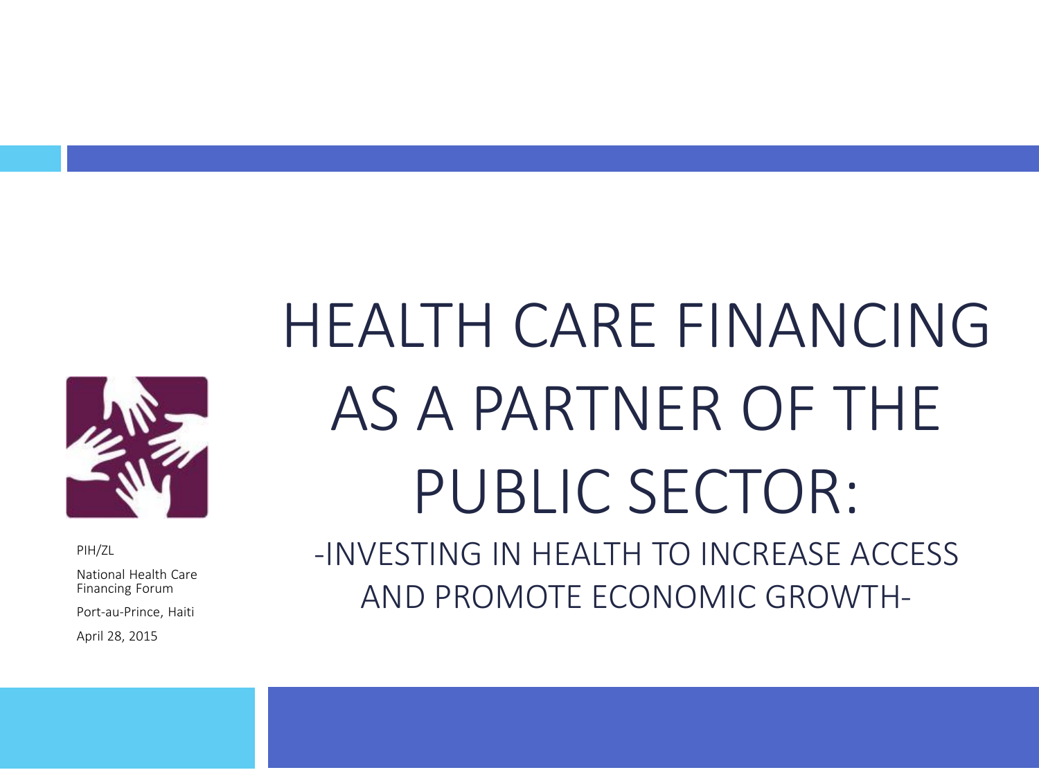# HEALTH CARE FINANCING AS A PARTNER OF THE PUBLIC SECTOR:

## -INVESTING IN HEALTH TO INCREASE ACCESS AND PROMOTE ECONOMIC GROWTH-

PIH/ZL

National Health Care Financing Forum

Port-au-Prince, Haiti

April 28, 2015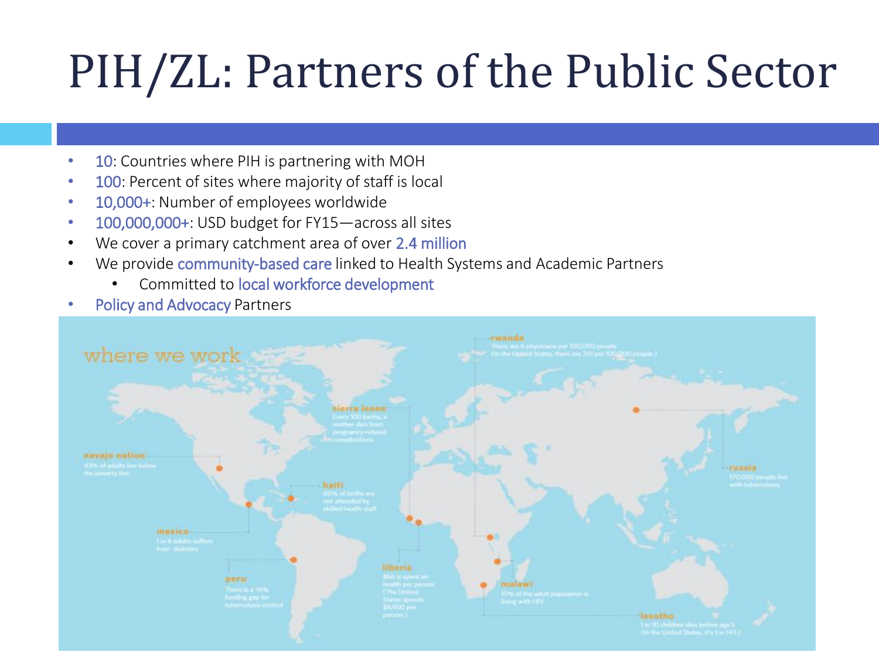# PIH/ZL: Partners of the Public Sector

- 10: Countries where PIH is partnering with MOH
- 100: Percent of sites where majority of staff is local
- 10,000+: Number of employees worldwide
- 100,000,000+: USD budget for FY15—across all sites
- We cover a primary catchment area of over 2.4 million
- We provide community-based care linked to Health Systems and Academic Partners
  - Committed to local workforce development
- Policy and Advocacy Partners

where we work

**rwanda**
There are 6 physicians per 100,000 people (In the United States, there are 241 per 100,000 people.)

**sierra leone**
Every 100 births, a mother dies from pregnancy-related complications

**navajo nation**
43% of adults live below the poverty line

**russia**
170,000 people live with tuberculosis

**haiti**
60% of births are not attended by skilled health staff

**mexico**
1 in 8 adults suffers from diabetes

**liberia**
$66 is spent on health per person (The United States spends $8,900 per person.)

**peru**
There is a 74% funding gap for tuberculosis control

**malawi**
10% of the adult population is living with HIV

**lesotho**
1 in 10 children dies before age 5 (In the United States, it's 1 in 143.)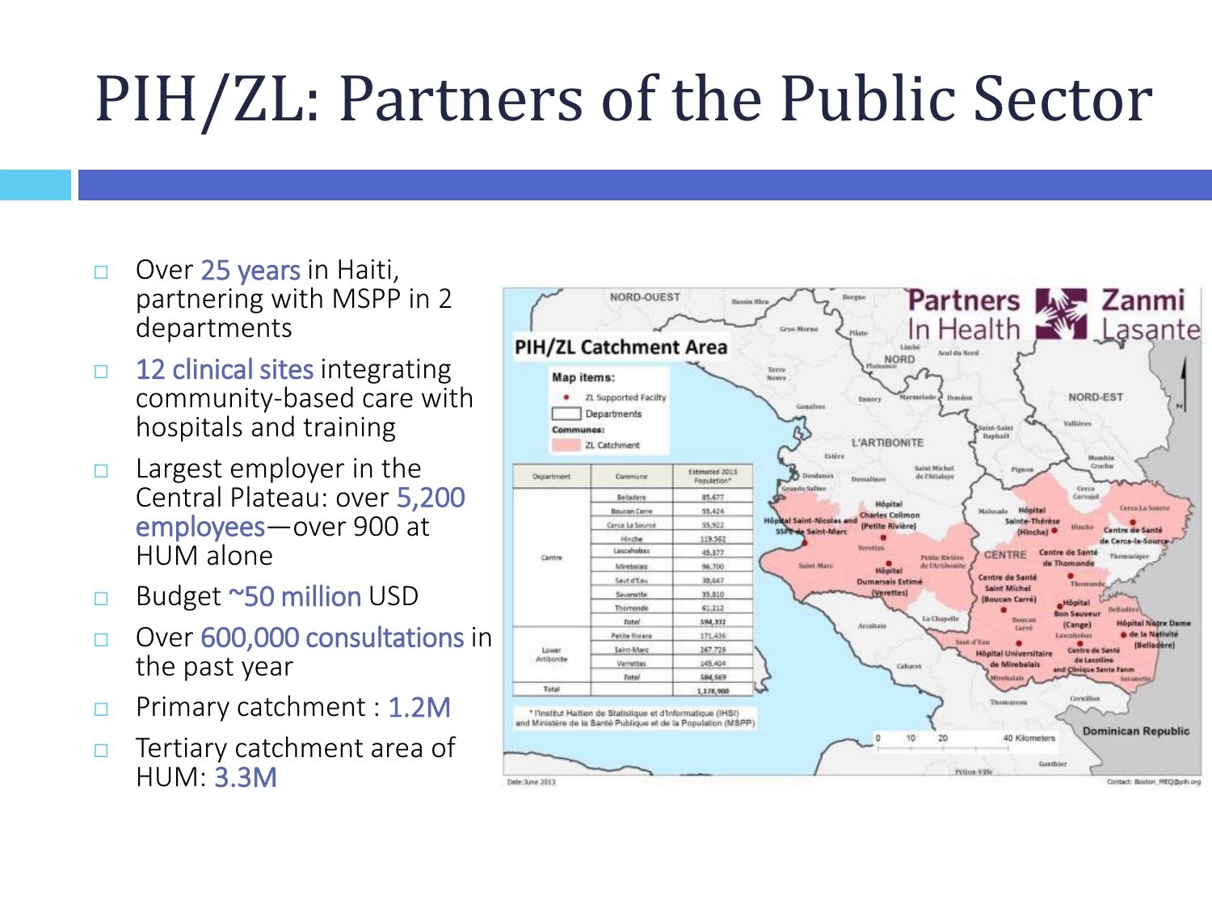# PIH/ZL: Partners of the Public Sector

- Over 25 years in Haiti, partnering with MSPP in 2 departments
- 12 clinical sites integrating community-based care with hospitals and training
- Largest employer in the Central Plateau: over 5,200 employees—over 900 at HUM alone
- Budget ~50 million USD
- Over 600,000 consultations in the past year
- Primary catchment : 1.2M
- Tertiary catchment area of HUM: 3.3M

**PIH/ZL Catchment Area**

Map items:
- ZL Supported Facility
- Departments

Communes:
- ZL Catchment

| Department | Commune | Estimated 2013 Population* |
|---|---|---|
| Centre | Belladere | 85,677 |
| | Boucan Carre | 55,424 |
| | Cerca La Source | 55,922 |
| | Hinche | 119,562 |
| | Lascahobas | 45,377 |
| | Mirebalais | 96,700 |
| | Saut d'Eau | 38,647 |
| | Savanette | 35,810 |
| | Thomonde | 61,212 |
| | *Total* | 594,331 |
| Lower Artibonite | Petite Riviere | 171,436 |
| | Saint-Marc | 267,729 |
| | Verrettes | 145,404 |
| | *Total* | 584,569 |
| Total | | 1,178,900 |

* l'Institut Haïtien de Statistique et d'Informatique (IHSI) and Ministère de la Santé Publique et de la Population (MSPP)

Date: June 2013

Contact: Boston_MEQ@pih.org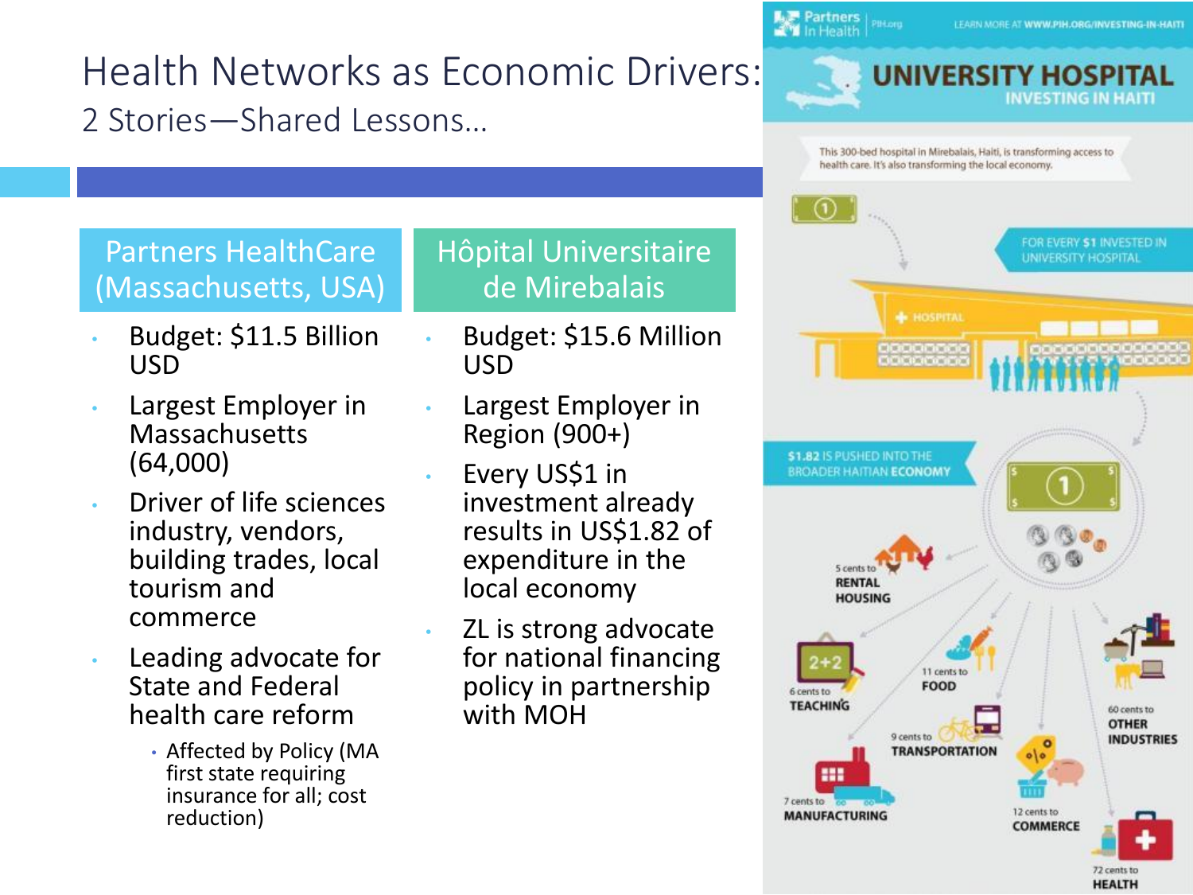# Health Networks as Economic Drivers:

## 2 Stories—Shared Lessons…

### Partners HealthCare (Massachusetts, USA)

- Budget: $11.5 Billion USD
- Largest Employer in Massachusetts (64,000)
- Driver of life sciences industry, vendors, building trades, local tourism and commerce
- Leading advocate for State and Federal health care reform
  - Affected by Policy (MA first state requiring insurance for all; cost reduction)

### Hôpital Universitaire de Mirebalais

- Budget: $15.6 Million USD
- Largest Employer in Region (900+)
- Every US$1 in investment already results in US$1.82 of expenditure in the local economy
- ZL is strong advocate for national financing policy in partnership with MOH

Partners In Health | PIH.org — LEARN MORE AT WWW.PIH.ORG/INVESTING-IN-HAITI

**UNIVERSITY HOSPITAL**
**INVESTING IN HAITI**

This 300-bed hospital in Mirebalais, Haiti, is transforming access to health care. It's also transforming the local economy.

FOR EVERY $1 INVESTED IN UNIVERSITY HOSPITAL

HOSPITAL

$1.82 IS PUSHED INTO THE BROADER HAITIAN ECONOMY

- 5 cents to RENTAL HOUSING
- 6 cents to TEACHING
- 11 cents to FOOD
- 9 cents to TRANSPORTATION
- 7 cents to MANUFACTURING
- 12 cents to COMMERCE
- 60 cents to OTHER INDUSTRIES
- 72 cents to HEALTH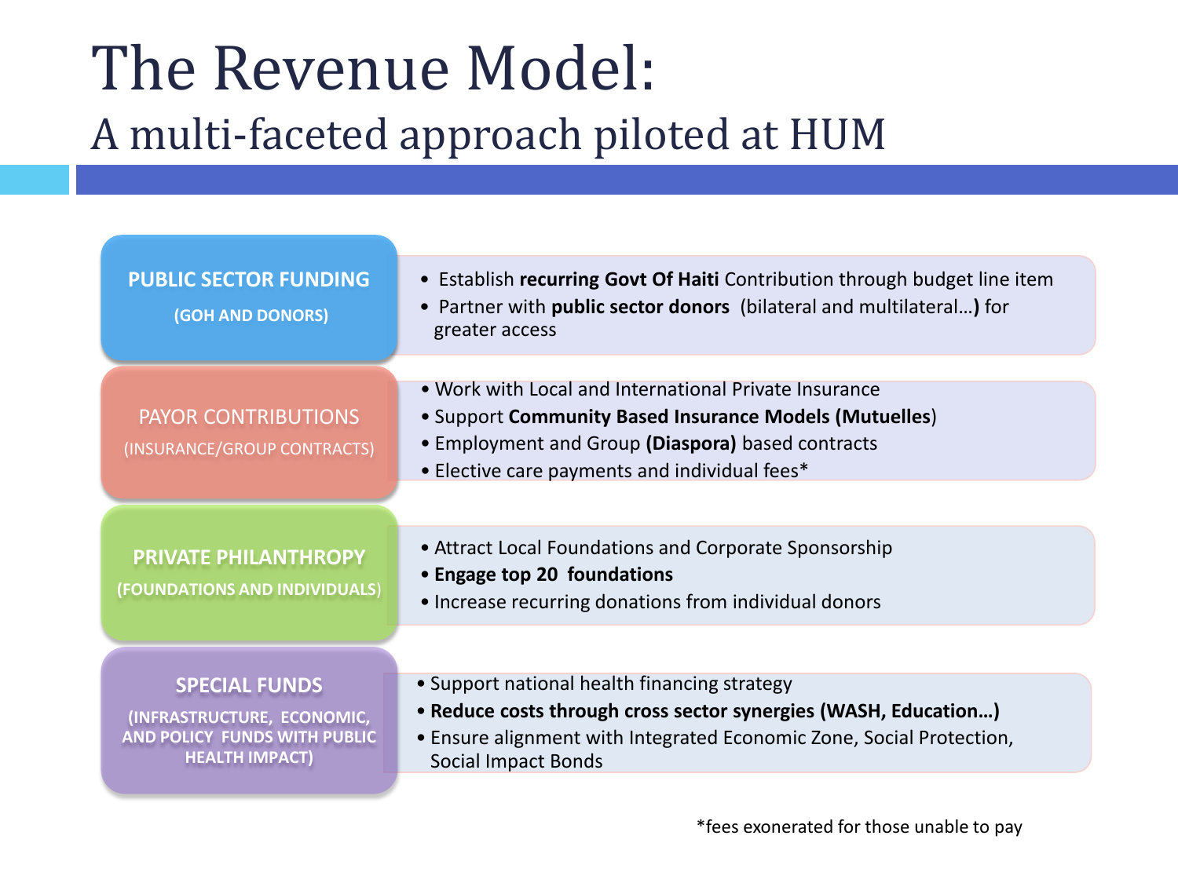# The Revenue Model:

## A multi-faceted approach piloted at HUM

### PUBLIC SECTOR FUNDING (GOH AND DONORS)

- Establish **recurring Govt Of Haiti** Contribution through budget line item
- Partner with **public sector donors** (bilateral and multilateral…**)** for greater access

### PAYOR CONTRIBUTIONS (INSURANCE/GROUP CONTRACTS)

- Work with Local and International Private Insurance
- Support **Community Based Insurance Models (Mutuelles**)
- Employment and Group **(Diaspora)** based contracts
- Elective care payments and individual fees*

### PRIVATE PHILANTHROPY (FOUNDATIONS AND INDIVIDUALS)

- Attract Local Foundations and Corporate Sponsorship
- **Engage top 20 foundations**
- Increase recurring donations from individual donors

### SPECIAL FUNDS (INFRASTRUCTURE, ECONOMIC, AND POLICY FUNDS WITH PUBLIC HEALTH IMPACT)

- Support national health financing strategy
- **Reduce costs through cross sector synergies (WASH, Education…)**
- Ensure alignment with Integrated Economic Zone, Social Protection, Social Impact Bonds

*fees exonerated for those unable to pay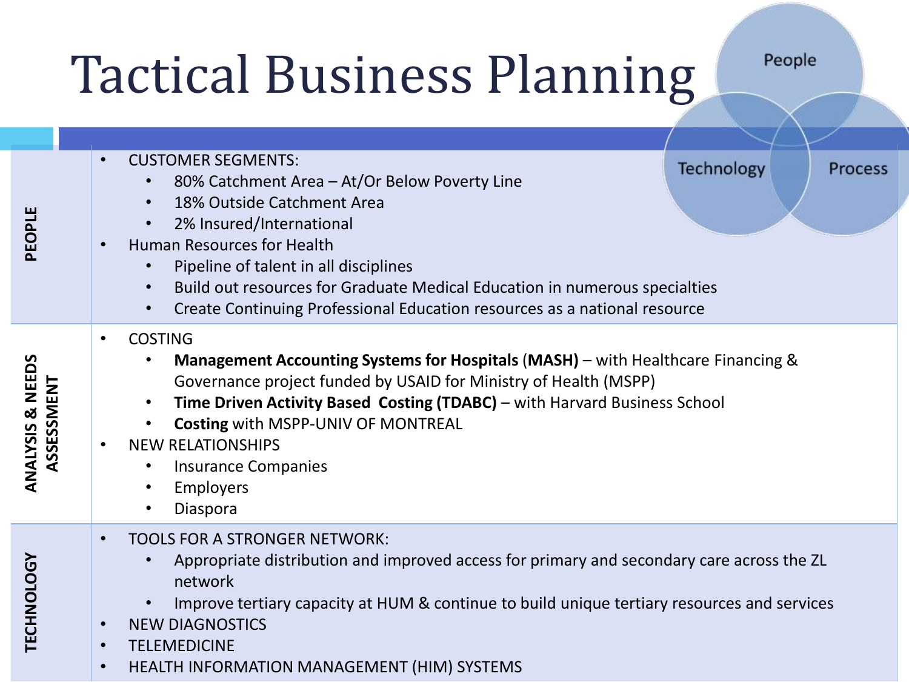# Tactical Business Planning

People | Technology | Process

| | |
|---|---|
| **PEOPLE** | • CUSTOMER SEGMENTS:<br>  • 80% Catchment Area – At/Or Below Poverty Line<br>  • 18% Outside Catchment Area<br>  • 2% Insured/International<br>• Human Resources for Health<br>  • Pipeline of talent in all disciplines<br>  • Build out resources for Graduate Medical Education in numerous specialties<br>  • Create Continuing Professional Education resources as a national resource |
| **ANALYSIS & NEEDS ASSESSMENT** | • COSTING<br>  • **Management Accounting Systems for Hospitals** (**MASH**) – with Healthcare Financing & Governance project funded by USAID for Ministry of Health (MSPP)<br>  • **Time Driven Activity Based Costing (TDABC)** – with Harvard Business School<br>  • **Costing** with MSPP-UNIV OF MONTREAL<br>• NEW RELATIONSHIPS<br>  • Insurance Companies<br>  • Employers<br>  • Diaspora |
| **TECHNOLOGY** | • TOOLS FOR A STRONGER NETWORK:<br>  • Appropriate distribution and improved access for primary and secondary care across the ZL network<br>  • Improve tertiary capacity at HUM & continue to build unique tertiary resources and services<br>• NEW DIAGNOSTICS<br>• TELEMEDICINE<br>• HEALTH INFORMATION MANAGEMENT (HIM) SYSTEMS |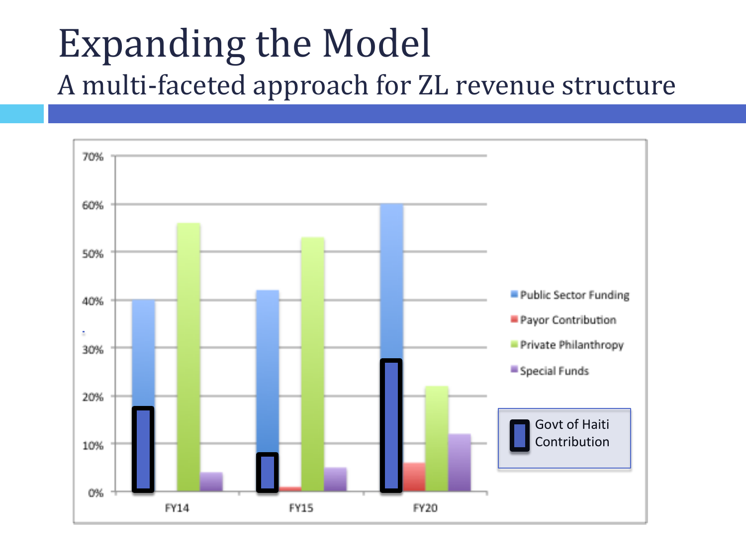# Expanding the Model

## A multi-faceted approach for ZL revenue structure

| | Public Sector Funding | Payor Contribution | Private Philanthropy | Special Funds | Govt of Haiti Contribution |
|---|---|---|---|---|---|
| FY14 | 40% | | 56% | 4% | 17% |
| FY15 | 42% | 1% | 53% | 5% | 8% |
| FY20 | 60% | 6% | 22% | 12% | 27% |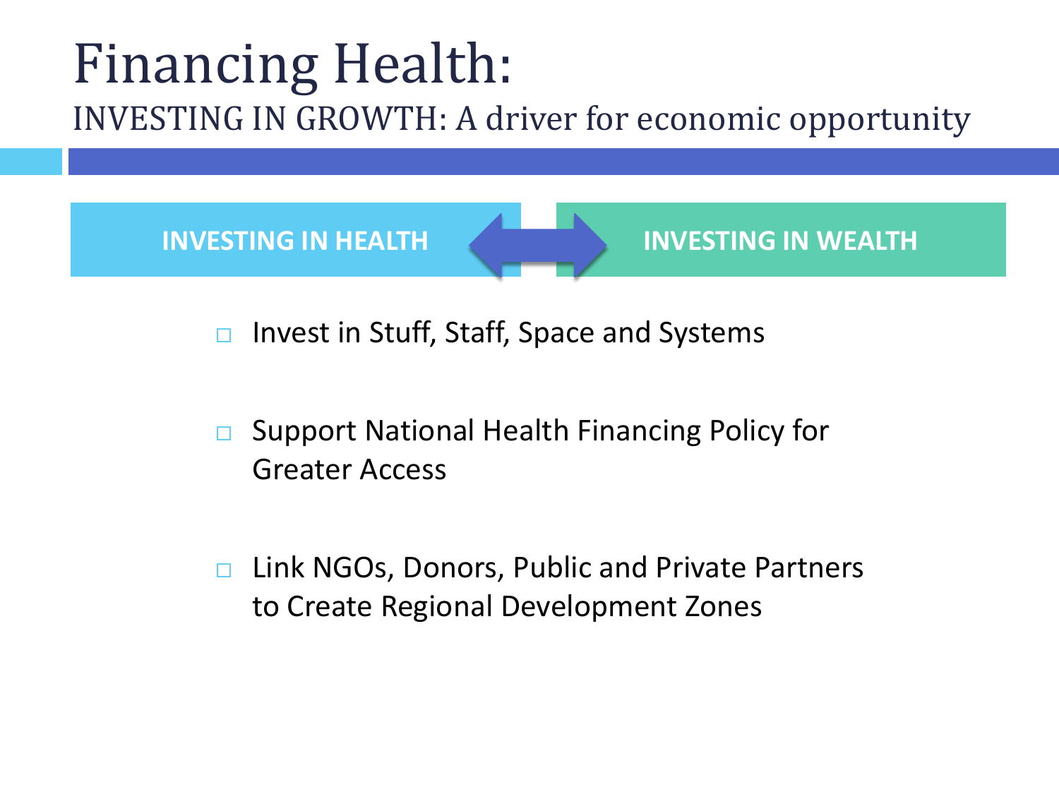# Financing Health:

## INVESTING IN GROWTH: A driver for economic opportunity

**INVESTING IN HEALTH** ⟷ **INVESTING IN WEALTH**

- Invest in Stuff, Staff, Space and Systems
- Support National Health Financing Policy for Greater Access
- Link NGOs, Donors, Public and Private Partners to Create Regional Development Zones